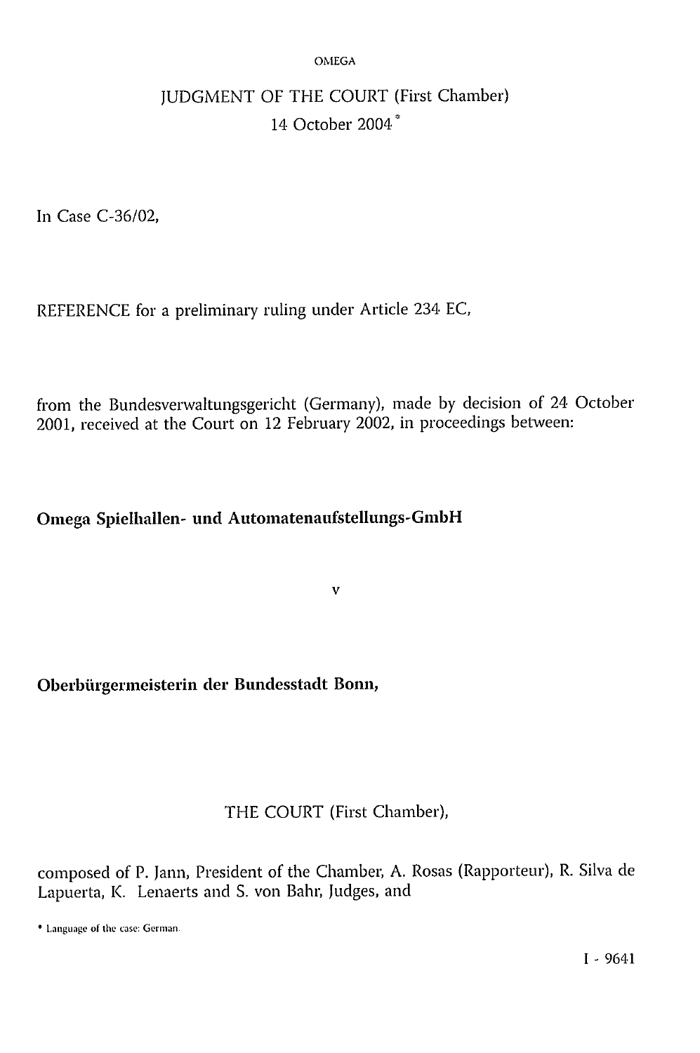# JUDGMENT OF THE COURT (First Chamber)

## 14 October 2004 *

In Case C-36/02,

REFERENCE for a preliminary ruling under Article 234 EC,

from the Bundesverwaltungsgericht (Germany), made by decision of 24 October 2001, received at the Court on 12 February 2002, in proceedings between:

**Omega Spielhallen- und Automatenaufstellungs-GmbH**

v

**Oberbürgermeisterin der Bundesstadt Bonn,**

THE COURT (First Chamber),

composed of P. Jann, President of the Chamber, A. Rosas (Rapporteur), R. Silva de Lapuerta, K. Lenaerts and S. von Bahr, Judges, and

* Language of the case: German.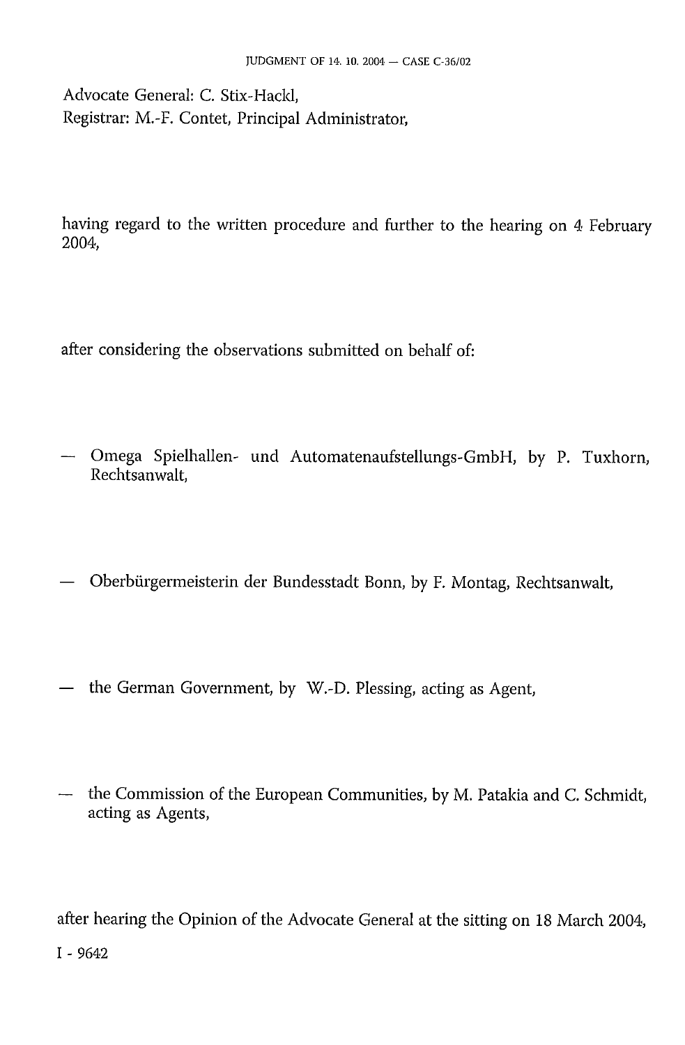Advocate General: C. Stix-Hackl,
Registrar: M.-F. Contet, Principal Administrator,

having regard to the written procedure and further to the hearing on 4 February 2004,

after considering the observations submitted on behalf of:

— Omega Spielhallen- und Automatenaufstellungs-GmbH, by P. Tuxhorn, Rechtsanwalt,

— Oberbürgermeisterin der Bundesstadt Bonn, by F. Montag, Rechtsanwalt,

— the German Government, by W.-D. Plessing, acting as Agent,

— the Commission of the European Communities, by M. Patakia and C. Schmidt, acting as Agents,

after hearing the Opinion of the Advocate General at the sitting on 18 March 2004,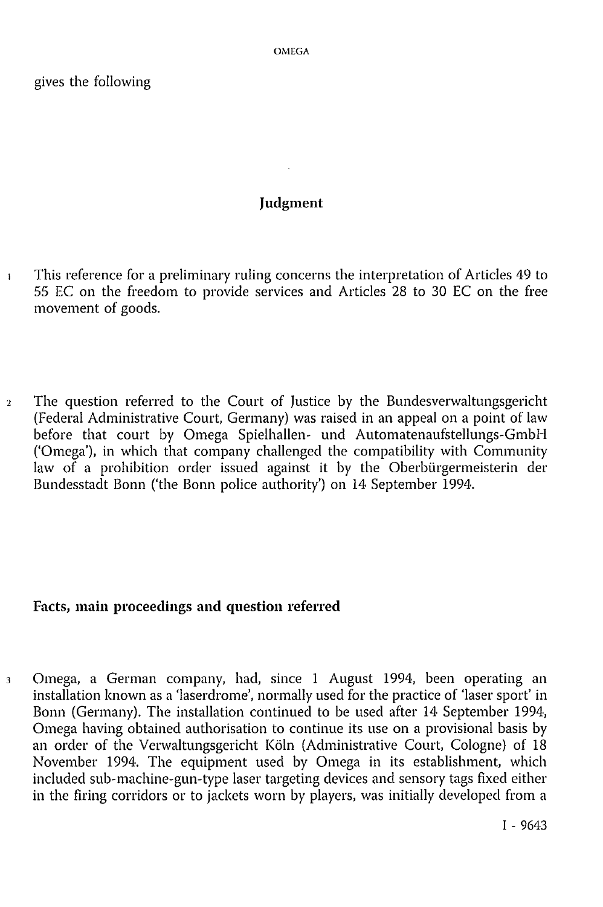gives the following

# Judgment

1 This reference for a preliminary ruling concerns the interpretation of Articles 49 to 55 EC on the freedom to provide services and Articles 28 to 30 EC on the free movement of goods.

2 The question referred to the Court of Justice by the Bundesverwaltungsgericht (Federal Administrative Court, Germany) was raised in an appeal on a point of law before that court by Omega Spielhallen- und Automatenaufstellungs-GmbH ('Omega'), in which that company challenged the compatibility with Community law of a prohibition order issued against it by the Oberbürgermeisterin der Bundesstadt Bonn ('the Bonn police authority') on 14 September 1994.

## Facts, main proceedings and question referred

3 Omega, a German company, had, since 1 August 1994, been operating an installation known as a 'laserdrome', normally used for the practice of 'laser sport' in Bonn (Germany). The installation continued to be used after 14 September 1994, Omega having obtained authorisation to continue its use on a provisional basis by an order of the Verwaltungsgericht Köln (Administrative Court, Cologne) of 18 November 1994. The equipment used by Omega in its establishment, which included sub-machine-gun-type laser targeting devices and sensory tags fixed either in the firing corridors or to jackets worn by players, was initially developed from a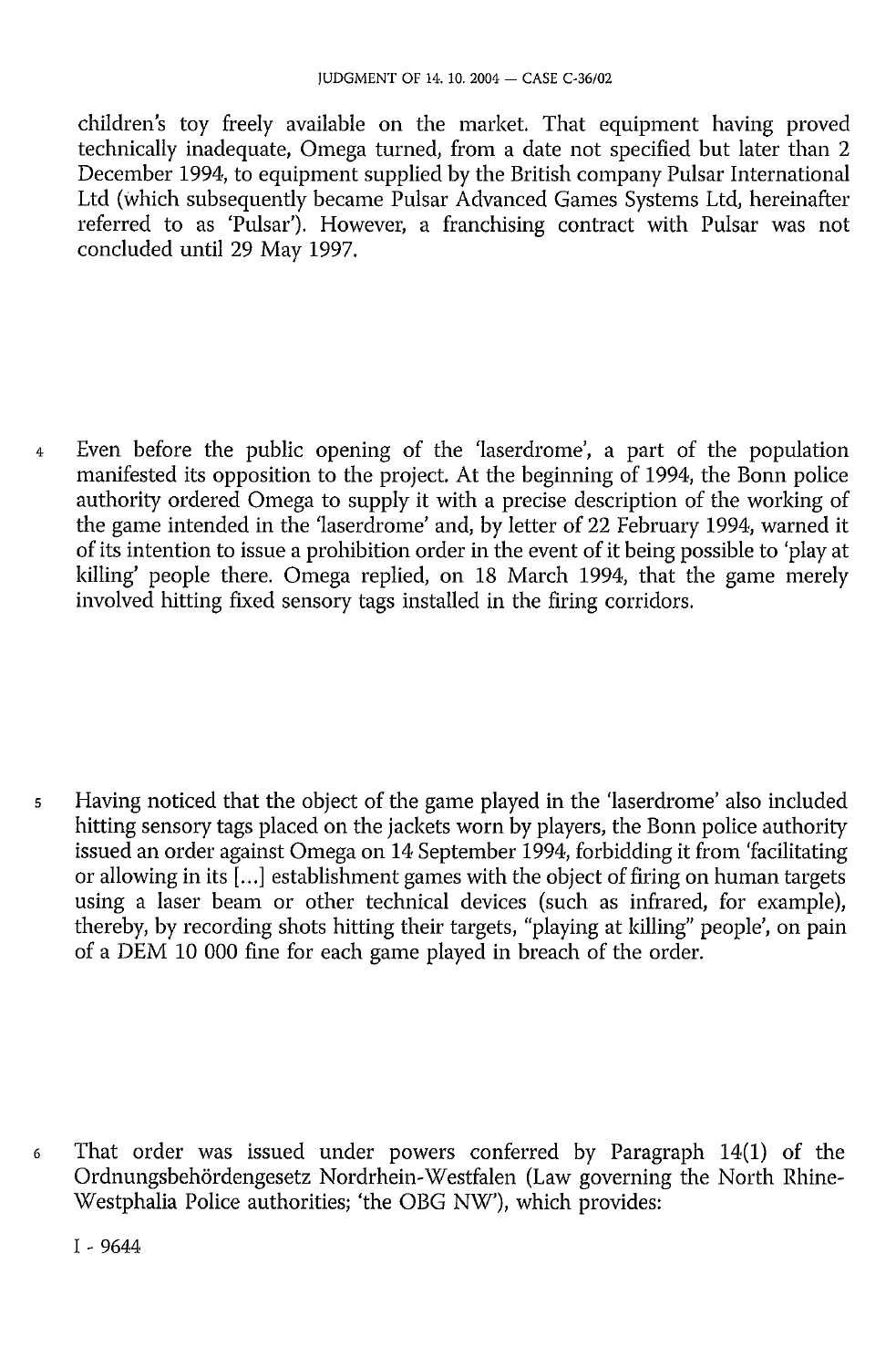children's toy freely available on the market. That equipment having proved technically inadequate, Omega turned, from a date not specified but later than 2 December 1994, to equipment supplied by the British company Pulsar International Ltd (which subsequently became Pulsar Advanced Games Systems Ltd, hereinafter referred to as 'Pulsar'). However, a franchising contract with Pulsar was not concluded until 29 May 1997.

4 Even before the public opening of the 'laserdrome', a part of the population manifested its opposition to the project. At the beginning of 1994, the Bonn police authority ordered Omega to supply it with a precise description of the working of the game intended in the 'laserdrome' and, by letter of 22 February 1994, warned it of its intention to issue a prohibition order in the event of it being possible to 'play at killing' people there. Omega replied, on 18 March 1994, that the game merely involved hitting fixed sensory tags installed in the firing corridors.

5 Having noticed that the object of the game played in the 'laserdrome' also included hitting sensory tags placed on the jackets worn by players, the Bonn police authority issued an order against Omega on 14 September 1994, forbidding it from 'facilitating or allowing in its [...] establishment games with the object of firing on human targets using a laser beam or other technical devices (such as infrared, for example), thereby, by recording shots hitting their targets, "playing at killing" people', on pain of a DEM 10 000 fine for each game played in breach of the order.

6 That order was issued under powers conferred by Paragraph 14(1) of the Ordnungsbehördengesetz Nordrhein-Westfalen (Law governing the North Rhine-Westphalia Police authorities; 'the OBG NW'), which provides: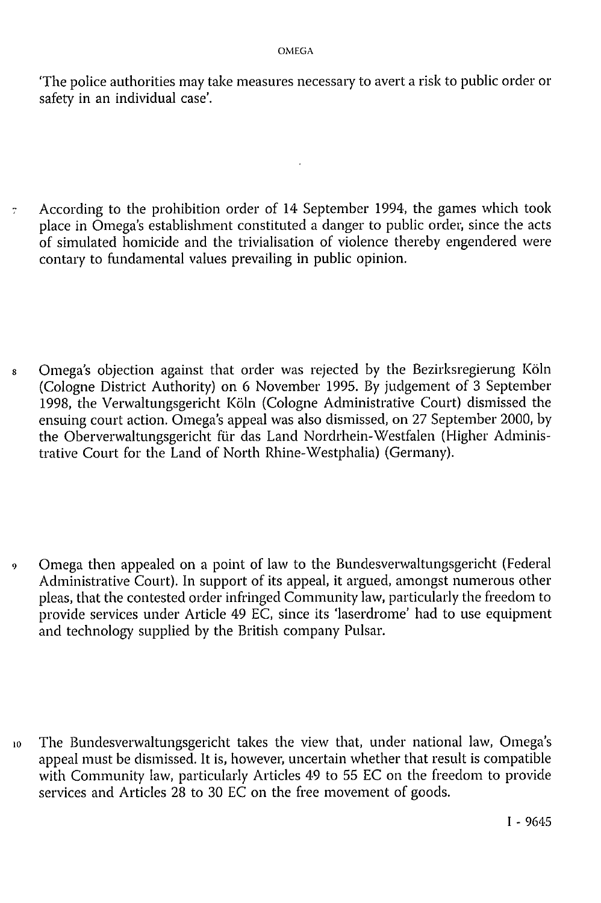'The police authorities may take measures necessary to avert a risk to public order or safety in an individual case'.

7 According to the prohibition order of 14 September 1994, the games which took place in Omega's establishment constituted a danger to public order, since the acts of simulated homicide and the trivialisation of violence thereby engendered were contary to fundamental values prevailing in public opinion.

8 Omega's objection against that order was rejected by the Bezirksregierung Köln (Cologne District Authority) on 6 November 1995. By judgement of 3 September 1998, the Verwaltungsgericht Köln (Cologne Administrative Court) dismissed the ensuing court action. Omega's appeal was also dismissed, on 27 September 2000, by the Oberverwaltungsgericht für das Land Nordrhein-Westfalen (Higher Administrative Court for the Land of North Rhine-Westphalia) (Germany).

9 Omega then appealed on a point of law to the Bundesverwaltungsgericht (Federal Administrative Court). In support of its appeal, it argued, amongst numerous other pleas, that the contested order infringed Community law, particularly the freedom to provide services under Article 49 EC, since its 'laserdrome' had to use equipment and technology supplied by the British company Pulsar.

10 The Bundesverwaltungsgericht takes the view that, under national law, Omega's appeal must be dismissed. It is, however, uncertain whether that result is compatible with Community law, particularly Articles 49 to 55 EC on the freedom to provide services and Articles 28 to 30 EC on the free movement of goods.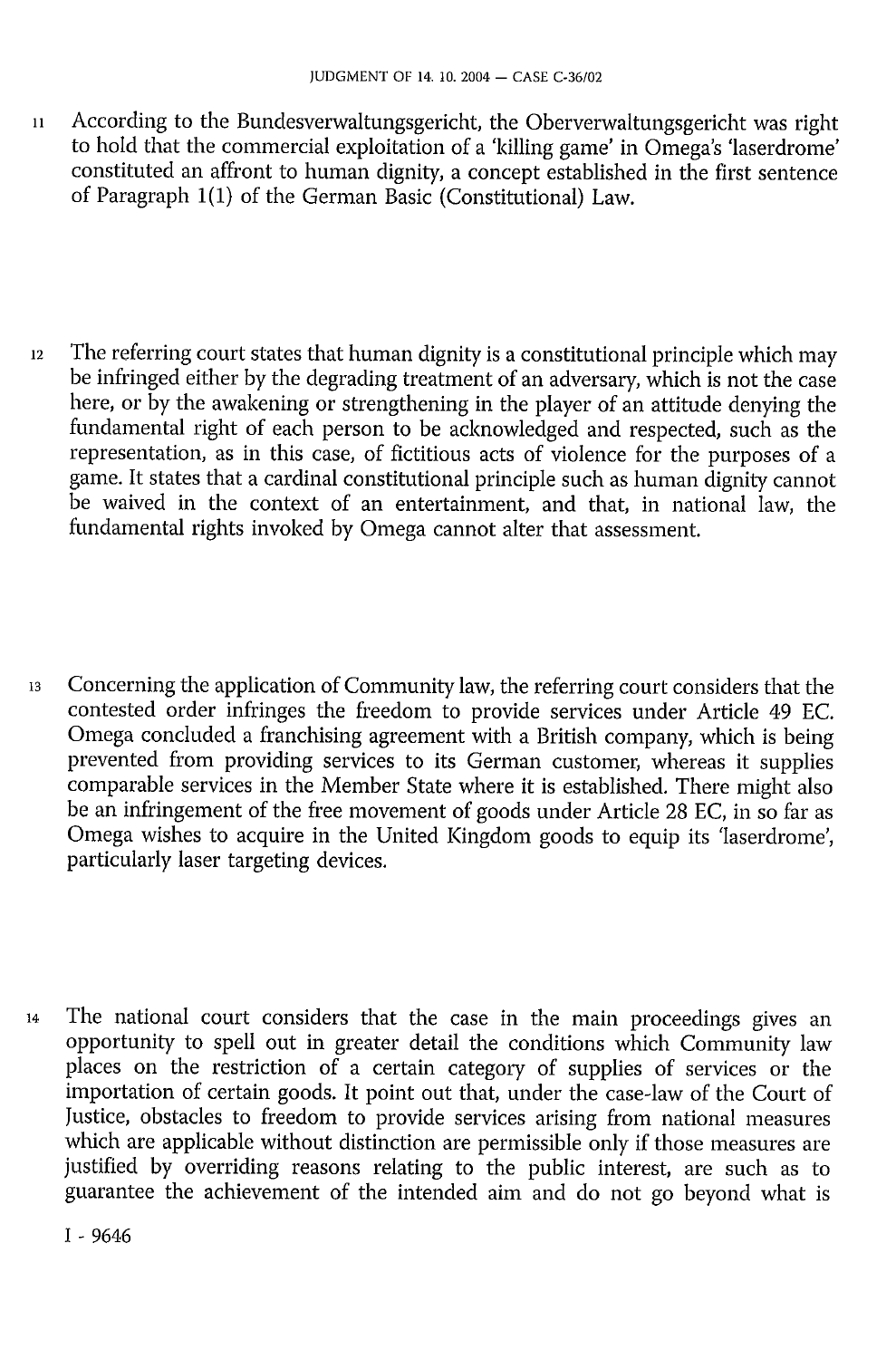11 According to the Bundesverwaltungsgericht, the Oberverwaltungsgericht was right to hold that the commercial exploitation of a 'killing game' in Omega's 'laserdrome' constituted an affront to human dignity, a concept established in the first sentence of Paragraph 1(1) of the German Basic (Constitutional) Law.

12 The referring court states that human dignity is a constitutional principle which may be infringed either by the degrading treatment of an adversary, which is not the case here, or by the awakening or strengthening in the player of an attitude denying the fundamental right of each person to be acknowledged and respected, such as the representation, as in this case, of fictitious acts of violence for the purposes of a game. It states that a cardinal constitutional principle such as human dignity cannot be waived in the context of an entertainment, and that, in national law, the fundamental rights invoked by Omega cannot alter that assessment.

13 Concerning the application of Community law, the referring court considers that the contested order infringes the freedom to provide services under Article 49 EC. Omega concluded a franchising agreement with a British company, which is being prevented from providing services to its German customer, whereas it supplies comparable services in the Member State where it is established. There might also be an infringement of the free movement of goods under Article 28 EC, in so far as Omega wishes to acquire in the United Kingdom goods to equip its 'laserdrome', particularly laser targeting devices.

14 The national court considers that the case in the main proceedings gives an opportunity to spell out in greater detail the conditions which Community law places on the restriction of a certain category of supplies of services or the importation of certain goods. It point out that, under the case-law of the Court of Justice, obstacles to freedom to provide services arising from national measures which are applicable without distinction are permissible only if those measures are justified by overriding reasons relating to the public interest, are such as to guarantee the achievement of the intended aim and do not go beyond what is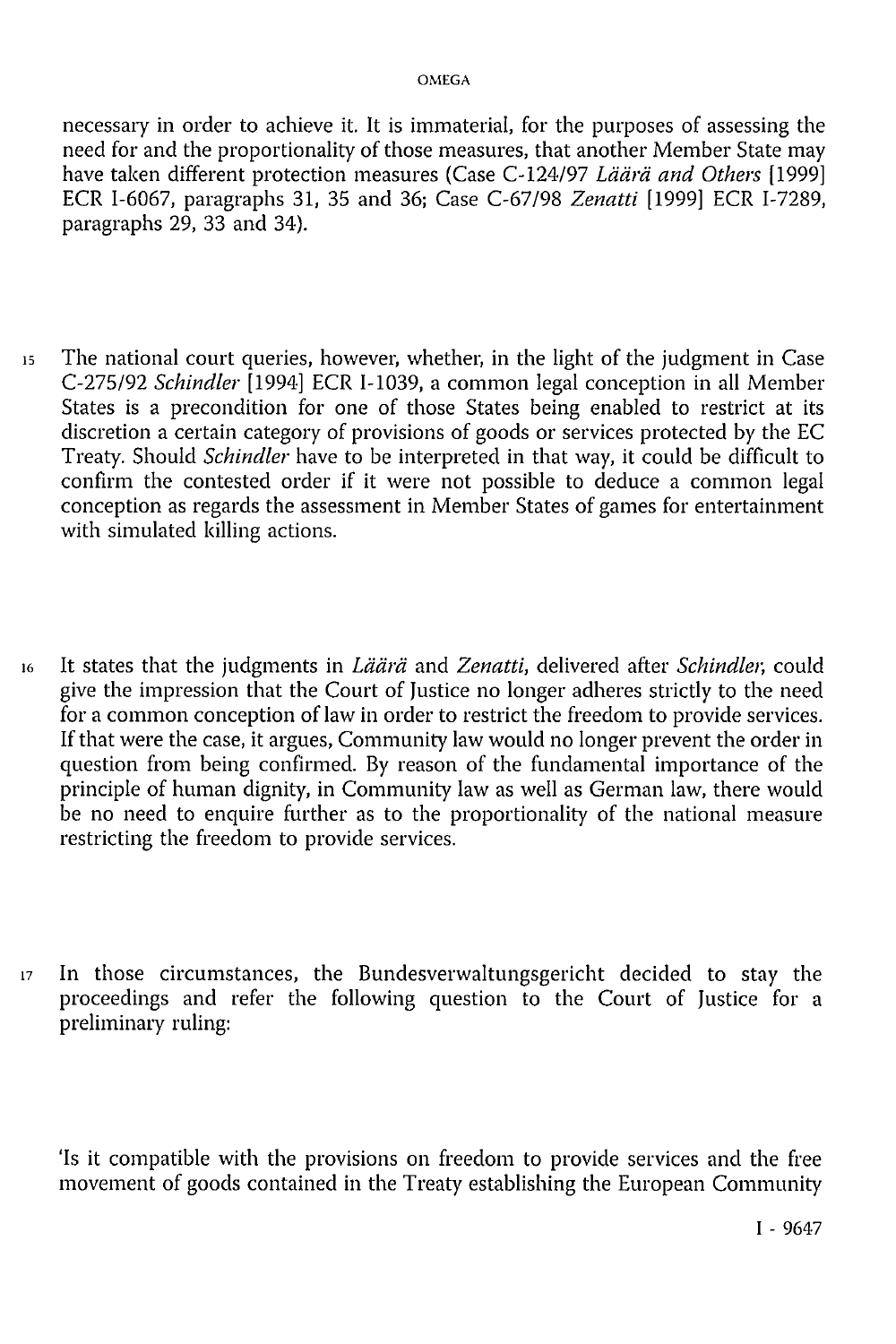necessary in order to achieve it. It is immaterial, for the purposes of assessing the need for and the proportionality of those measures, that another Member State may have taken different protection measures (Case C-124/97 *Läärä and Others* [1999] ECR I-6067, paragraphs 31, 35 and 36; Case C-67/98 *Zenatti* [1999] ECR I-7289, paragraphs 29, 33 and 34).

15 The national court queries, however, whether, in the light of the judgment in Case C-275/92 *Schindler* [1994] ECR I-1039, a common legal conception in all Member States is a precondition for one of those States being enabled to restrict at its discretion a certain category of provisions of goods or services protected by the EC Treaty. Should *Schindler* have to be interpreted in that way, it could be difficult to confirm the contested order if it were not possible to deduce a common legal conception as regards the assessment in Member States of games for entertainment with simulated killing actions.

16 It states that the judgments in *Läärä* and *Zenatti*, delivered after *Schindler*, could give the impression that the Court of Justice no longer adheres strictly to the need for a common conception of law in order to restrict the freedom to provide services. If that were the case, it argues, Community law would no longer prevent the order in question from being confirmed. By reason of the fundamental importance of the principle of human dignity, in Community law as well as German law, there would be no need to enquire further as to the proportionality of the national measure restricting the freedom to provide services.

17 In those circumstances, the Bundesverwaltungsgericht decided to stay the proceedings and refer the following question to the Court of Justice for a preliminary ruling:

'Is it compatible with the provisions on freedom to provide services and the free movement of goods contained in the Treaty establishing the European Community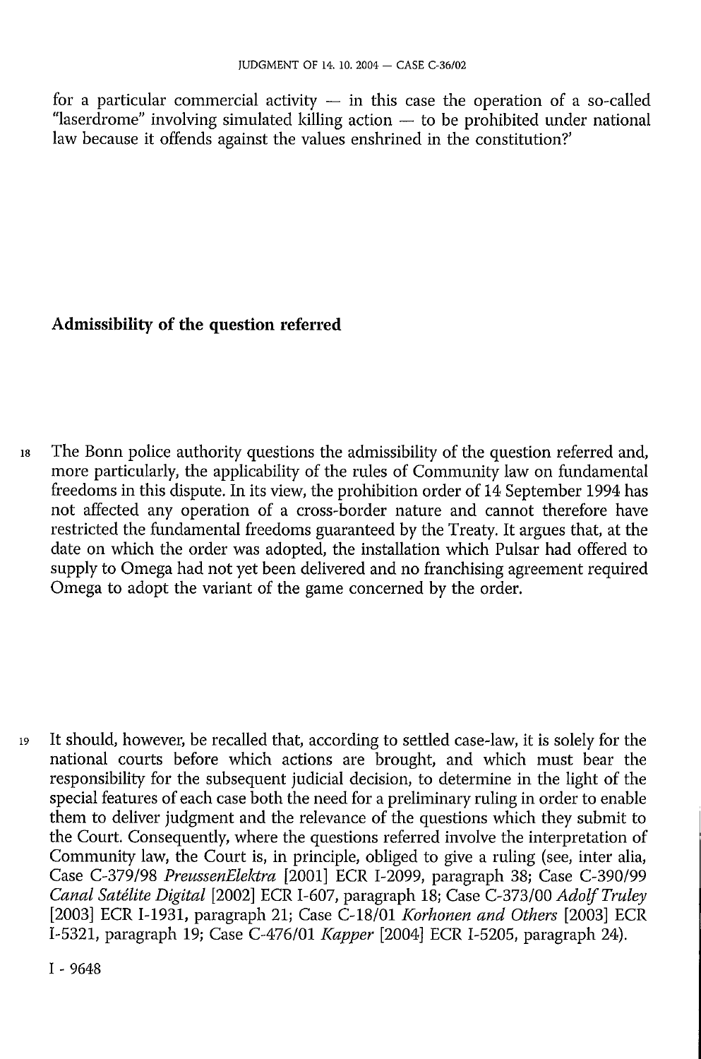for a particular commercial activity — in this case the operation of a so-called "laserdrome" involving simulated killing action — to be prohibited under national law because it offends against the values enshrined in the constitution?'

## Admissibility of the question referred

18 The Bonn police authority questions the admissibility of the question referred and, more particularly, the applicability of the rules of Community law on fundamental freedoms in this dispute. In its view, the prohibition order of 14 September 1994 has not affected any operation of a cross-border nature and cannot therefore have restricted the fundamental freedoms guaranteed by the Treaty. It argues that, at the date on which the order was adopted, the installation which Pulsar had offered to supply to Omega had not yet been delivered and no franchising agreement required Omega to adopt the variant of the game concerned by the order.

19 It should, however, be recalled that, according to settled case-law, it is solely for the national courts before which actions are brought, and which must bear the responsibility for the subsequent judicial decision, to determine in the light of the special features of each case both the need for a preliminary ruling in order to enable them to deliver judgment and the relevance of the questions which they submit to the Court. Consequently, where the questions referred involve the interpretation of Community law, the Court is, in principle, obliged to give a ruling (see, inter alia, Case C-379/98 *PreussenElektra* [2001] ECR I-2099, paragraph 38; Case C-390/99 *Canal Satélite Digital* [2002] ECR I-607, paragraph 18; Case C-373/00 *Adolf Truley* [2003] ECR I-1931, paragraph 21; Case C-18/01 *Korhonen and Others* [2003] ECR I-5321, paragraph 19; Case C-476/01 *Kapper* [2004] ECR I-5205, paragraph 24).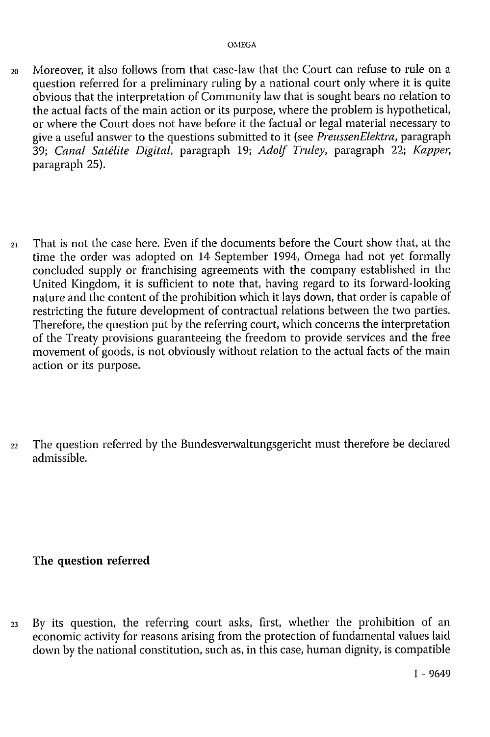20 Moreover, it also follows from that case-law that the Court can refuse to rule on a question referred for a preliminary ruling by a national court only where it is quite obvious that the interpretation of Community law that is sought bears no relation to the actual facts of the main action or its purpose, where the problem is hypothetical, or where the Court does not have before it the factual or legal material necessary to give a useful answer to the questions submitted to it (see *PreussenElektra*, paragraph 39; *Canal Satélite Digital*, paragraph 19; *Adolf Truley*, paragraph 22; *Kapper*, paragraph 25).

21 That is not the case here. Even if the documents before the Court show that, at the time the order was adopted on 14 September 1994, Omega had not yet formally concluded supply or franchising agreements with the company established in the United Kingdom, it is sufficient to note that, having regard to its forward-looking nature and the content of the prohibition which it lays down, that order is capable of restricting the future development of contractual relations between the two parties. Therefore, the question put by the referring court, which concerns the interpretation of the Treaty provisions guaranteeing the freedom to provide services and the free movement of goods, is not obviously without relation to the actual facts of the main action or its purpose.

22 The question referred by the Bundesverwaltungsgericht must therefore be declared admissible.

## The question referred

23 By its question, the referring court asks, first, whether the prohibition of an economic activity for reasons arising from the protection of fundamental values laid down by the national constitution, such as, in this case, human dignity, is compatible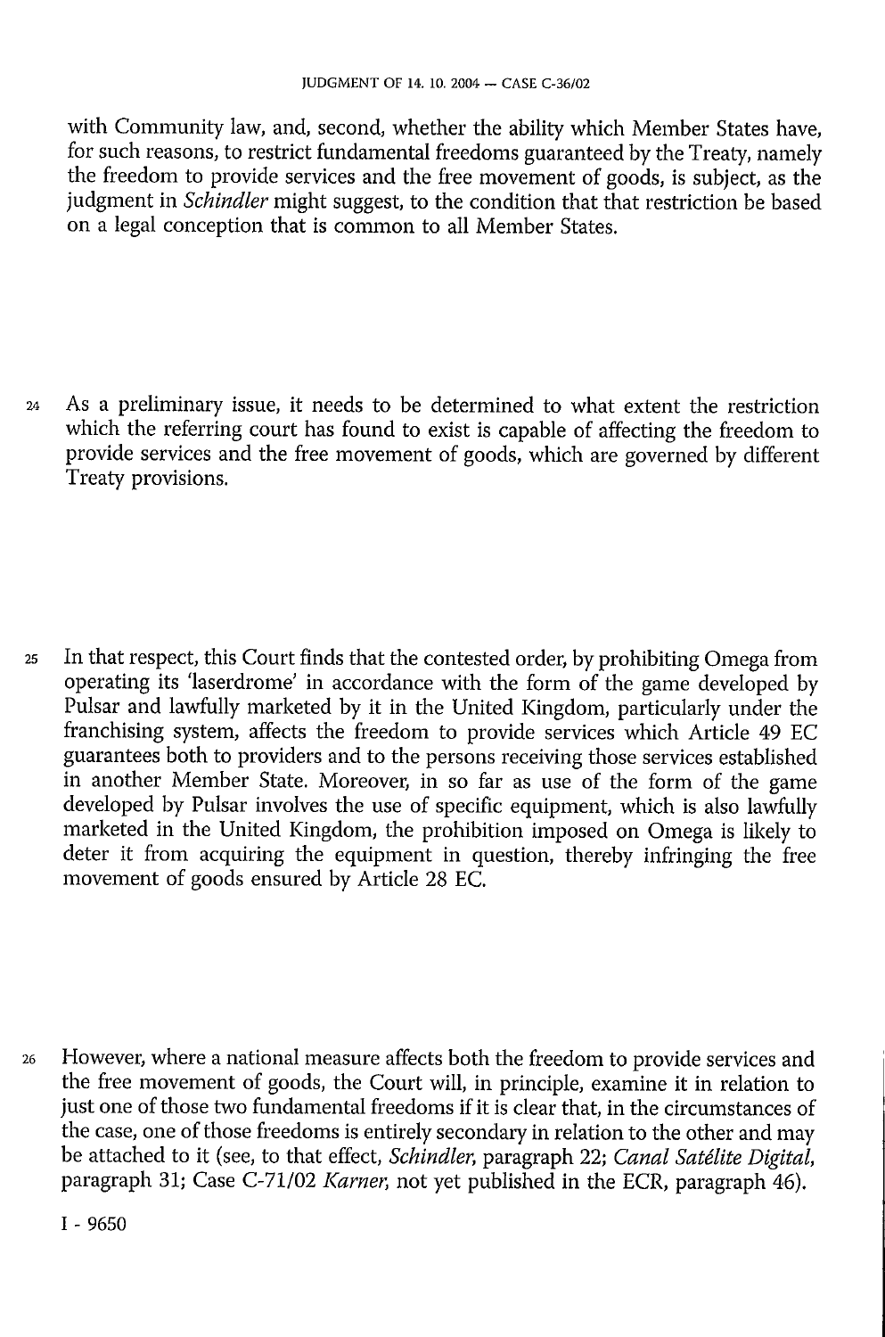with Community law, and, second, whether the ability which Member States have, for such reasons, to restrict fundamental freedoms guaranteed by the Treaty, namely the freedom to provide services and the free movement of goods, is subject, as the judgment in *Schindler* might suggest, to the condition that that restriction be based on a legal conception that is common to all Member States.

24 As a preliminary issue, it needs to be determined to what extent the restriction which the referring court has found to exist is capable of affecting the freedom to provide services and the free movement of goods, which are governed by different Treaty provisions.

25 In that respect, this Court finds that the contested order, by prohibiting Omega from operating its 'laserdrome' in accordance with the form of the game developed by Pulsar and lawfully marketed by it in the United Kingdom, particularly under the franchising system, affects the freedom to provide services which Article 49 EC guarantees both to providers and to the persons receiving those services established in another Member State. Moreover, in so far as use of the form of the game developed by Pulsar involves the use of specific equipment, which is also lawfully marketed in the United Kingdom, the prohibition imposed on Omega is likely to deter it from acquiring the equipment in question, thereby infringing the free movement of goods ensured by Article 28 EC.

26 However, where a national measure affects both the freedom to provide services and the free movement of goods, the Court will, in principle, examine it in relation to just one of those two fundamental freedoms if it is clear that, in the circumstances of the case, one of those freedoms is entirely secondary in relation to the other and may be attached to it (see, to that effect, *Schindler*, paragraph 22; *Canal Satélite Digital*, paragraph 31; Case C-71/02 *Karner*, not yet published in the ECR, paragraph 46).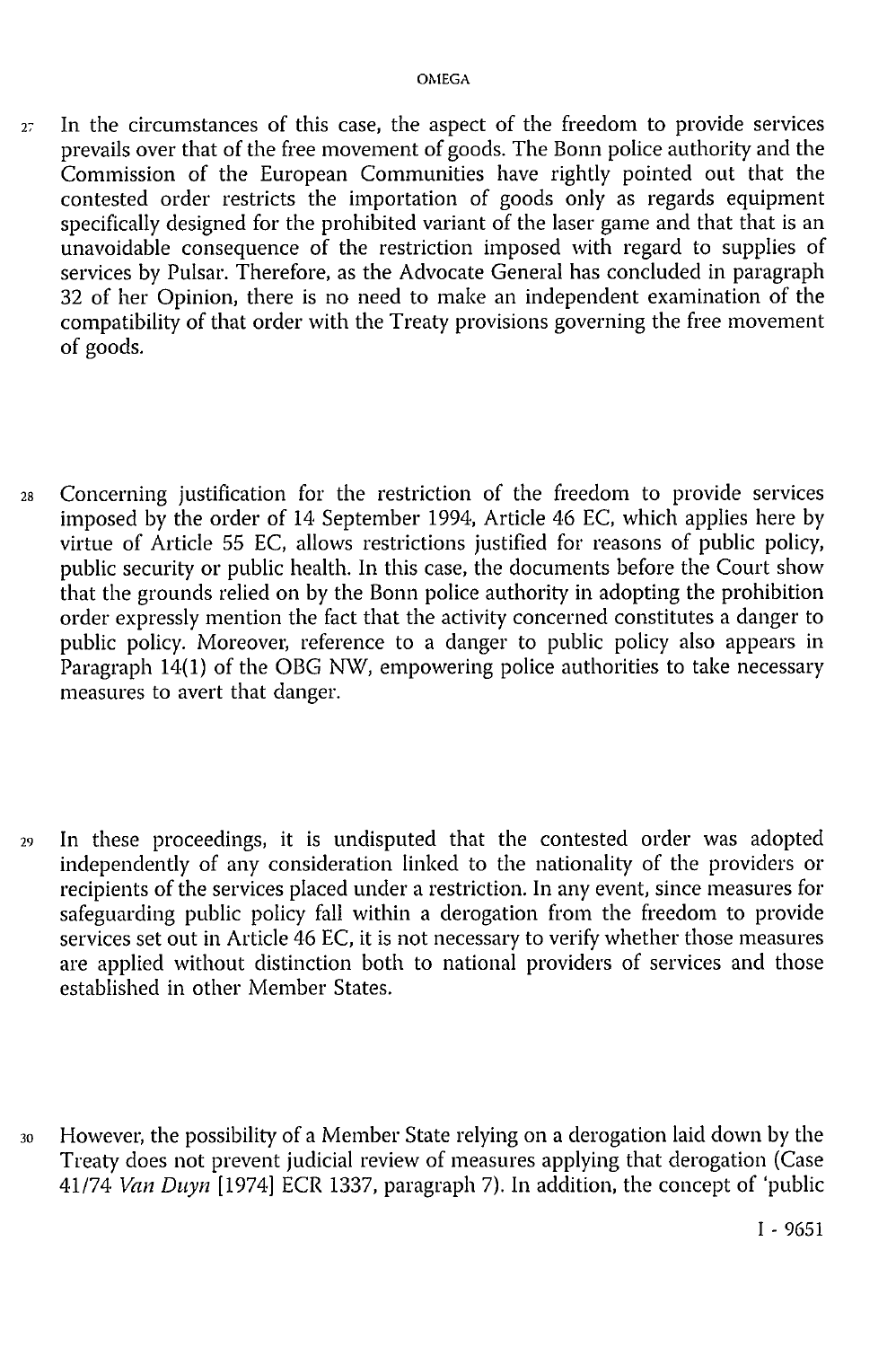27 In the circumstances of this case, the aspect of the freedom to provide services prevails over that of the free movement of goods. The Bonn police authority and the Commission of the European Communities have rightly pointed out that the contested order restricts the importation of goods only as regards equipment specifically designed for the prohibited variant of the laser game and that that is an unavoidable consequence of the restriction imposed with regard to supplies of services by Pulsar. Therefore, as the Advocate General has concluded in paragraph 32 of her Opinion, there is no need to make an independent examination of the compatibility of that order with the Treaty provisions governing the free movement of goods.

28 Concerning justification for the restriction of the freedom to provide services imposed by the order of 14 September 1994, Article 46 EC, which applies here by virtue of Article 55 EC, allows restrictions justified for reasons of public policy, public security or public health. In this case, the documents before the Court show that the grounds relied on by the Bonn police authority in adopting the prohibition order expressly mention the fact that the activity concerned constitutes a danger to public policy. Moreover, reference to a danger to public policy also appears in Paragraph 14(1) of the OBG NW, empowering police authorities to take necessary measures to avert that danger.

29 In these proceedings, it is undisputed that the contested order was adopted independently of any consideration linked to the nationality of the providers or recipients of the services placed under a restriction. In any event, since measures for safeguarding public policy fall within a derogation from the freedom to provide services set out in Article 46 EC, it is not necessary to verify whether those measures are applied without distinction both to national providers of services and those established in other Member States.

30 However, the possibility of a Member State relying on a derogation laid down by the Treaty does not prevent judicial review of measures applying that derogation (Case 41/74 *Van Duyn* [1974] ECR 1337, paragraph 7). In addition, the concept of 'public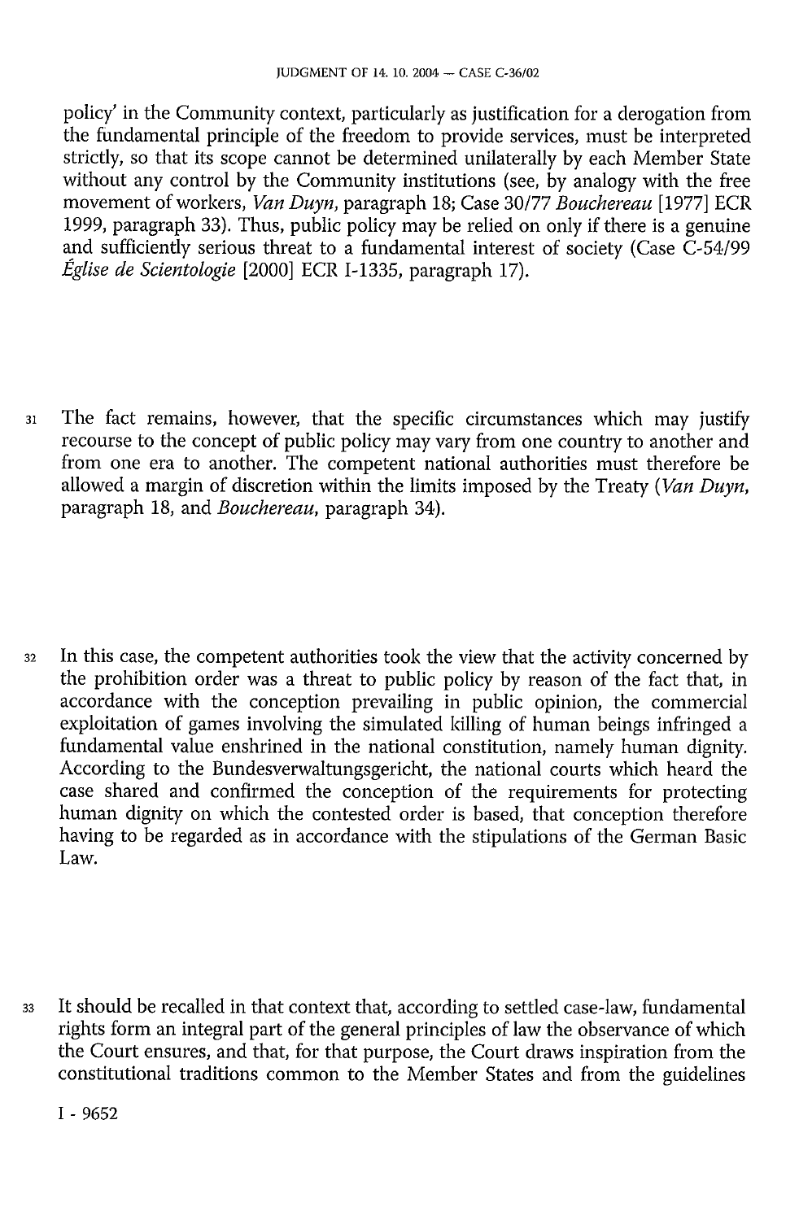policy' in the Community context, particularly as justification for a derogation from the fundamental principle of the freedom to provide services, must be interpreted strictly, so that its scope cannot be determined unilaterally by each Member State without any control by the Community institutions (see, by analogy with the free movement of workers, *Van Duyn*, paragraph 18; Case 30/77 *Bouchereau* [1977] ECR 1999, paragraph 33). Thus, public policy may be relied on only if there is a genuine and sufficiently serious threat to a fundamental interest of society (Case C-54/99 *Église de Scientologie* [2000] ECR I-1335, paragraph 17).

31 The fact remains, however, that the specific circumstances which may justify recourse to the concept of public policy may vary from one country to another and from one era to another. The competent national authorities must therefore be allowed a margin of discretion within the limits imposed by the Treaty (*Van Duyn*, paragraph 18, and *Bouchereau*, paragraph 34).

32 In this case, the competent authorities took the view that the activity concerned by the prohibition order was a threat to public policy by reason of the fact that, in accordance with the conception prevailing in public opinion, the commercial exploitation of games involving the simulated killing of human beings infringed a fundamental value enshrined in the national constitution, namely human dignity. According to the Bundesverwaltungsgericht, the national courts which heard the case shared and confirmed the conception of the requirements for protecting human dignity on which the contested order is based, that conception therefore having to be regarded as in accordance with the stipulations of the German Basic Law.

33 It should be recalled in that context that, according to settled case-law, fundamental rights form an integral part of the general principles of law the observance of which the Court ensures, and that, for that purpose, the Court draws inspiration from the constitutional traditions common to the Member States and from the guidelines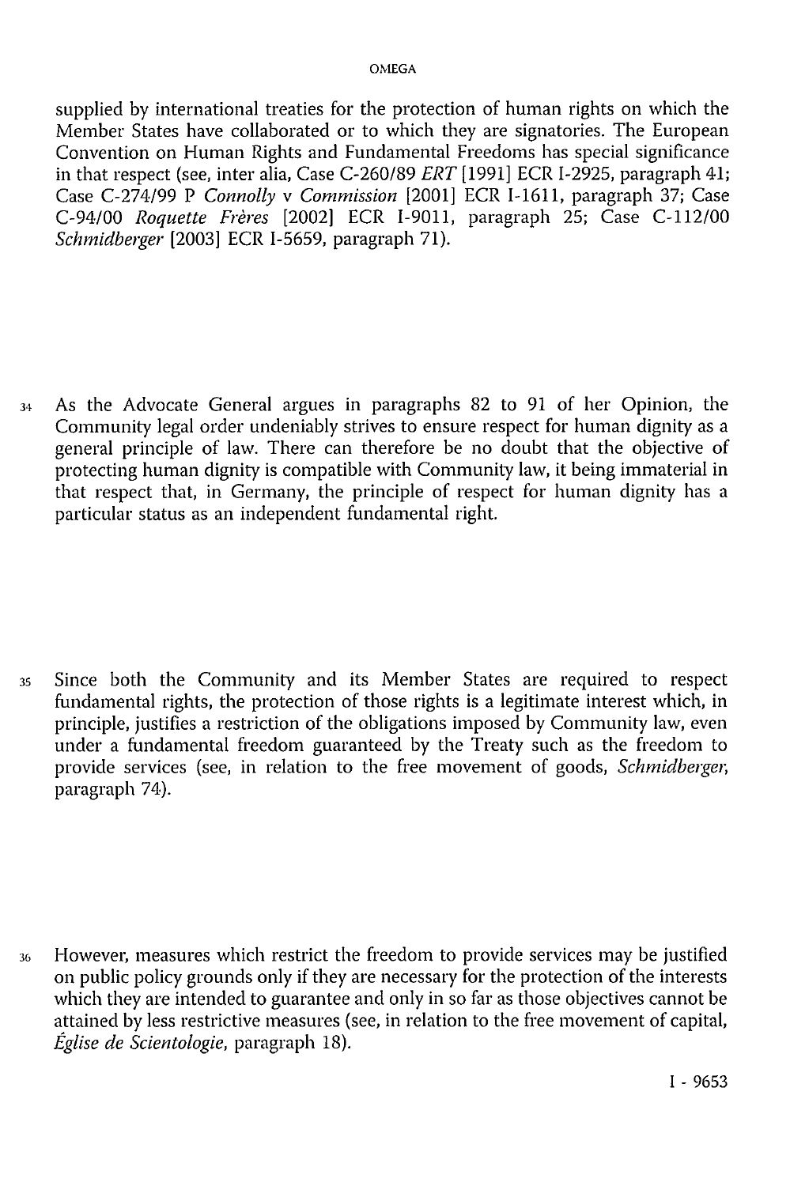supplied by international treaties for the protection of human rights on which the Member States have collaborated or to which they are signatories. The European Convention on Human Rights and Fundamental Freedoms has special significance in that respect (see, inter alia, Case C-260/89 *ERT* [1991] ECR I-2925, paragraph 41; Case C-274/99 P *Connolly* v *Commission* [2001] ECR I-1611, paragraph 37; Case C-94/00 *Roquette Frères* [2002] ECR I-9011, paragraph 25; Case C-112/00 *Schmidberger* [2003] ECR I-5659, paragraph 71).

34 As the Advocate General argues in paragraphs 82 to 91 of her Opinion, the Community legal order undeniably strives to ensure respect for human dignity as a general principle of law. There can therefore be no doubt that the objective of protecting human dignity is compatible with Community law, it being immaterial in that respect that, in Germany, the principle of respect for human dignity has a particular status as an independent fundamental right.

35 Since both the Community and its Member States are required to respect fundamental rights, the protection of those rights is a legitimate interest which, in principle, justifies a restriction of the obligations imposed by Community law, even under a fundamental freedom guaranteed by the Treaty such as the freedom to provide services (see, in relation to the free movement of goods, *Schmidberger*, paragraph 74).

36 However, measures which restrict the freedom to provide services may be justified on public policy grounds only if they are necessary for the protection of the interests which they are intended to guarantee and only in so far as those objectives cannot be attained by less restrictive measures (see, in relation to the free movement of capital, *Église de Scientologie*, paragraph 18).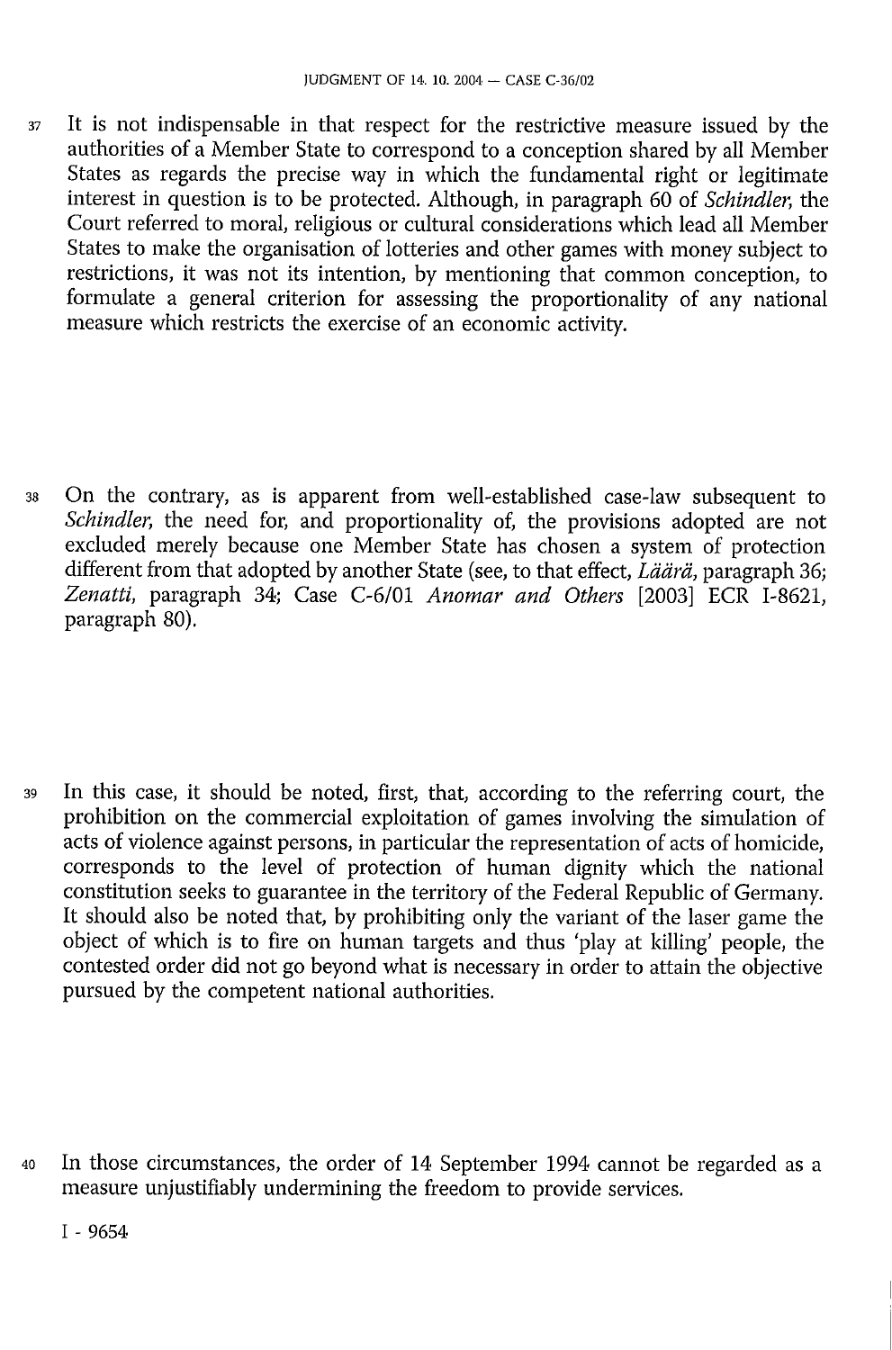37 It is not indispensable in that respect for the restrictive measure issued by the authorities of a Member State to correspond to a conception shared by all Member States as regards the precise way in which the fundamental right or legitimate interest in question is to be protected. Although, in paragraph 60 of *Schindler*, the Court referred to moral, religious or cultural considerations which lead all Member States to make the organisation of lotteries and other games with money subject to restrictions, it was not its intention, by mentioning that common conception, to formulate a general criterion for assessing the proportionality of any national measure which restricts the exercise of an economic activity.

38 On the contrary, as is apparent from well-established case-law subsequent to *Schindler*, the need for, and proportionality of, the provisions adopted are not excluded merely because one Member State has chosen a system of protection different from that adopted by another State (see, to that effect, *Läärä*, paragraph 36; *Zenatti*, paragraph 34; Case C-6/01 *Anomar and Others* [2003] ECR I-8621, paragraph 80).

39 In this case, it should be noted, first, that, according to the referring court, the prohibition on the commercial exploitation of games involving the simulation of acts of violence against persons, in particular the representation of acts of homicide, corresponds to the level of protection of human dignity which the national constitution seeks to guarantee in the territory of the Federal Republic of Germany. It should also be noted that, by prohibiting only the variant of the laser game the object of which is to fire on human targets and thus 'play at killing' people, the contested order did not go beyond what is necessary in order to attain the objective pursued by the competent national authorities.

40 In those circumstances, the order of 14 September 1994 cannot be regarded as a measure unjustifiably undermining the freedom to provide services.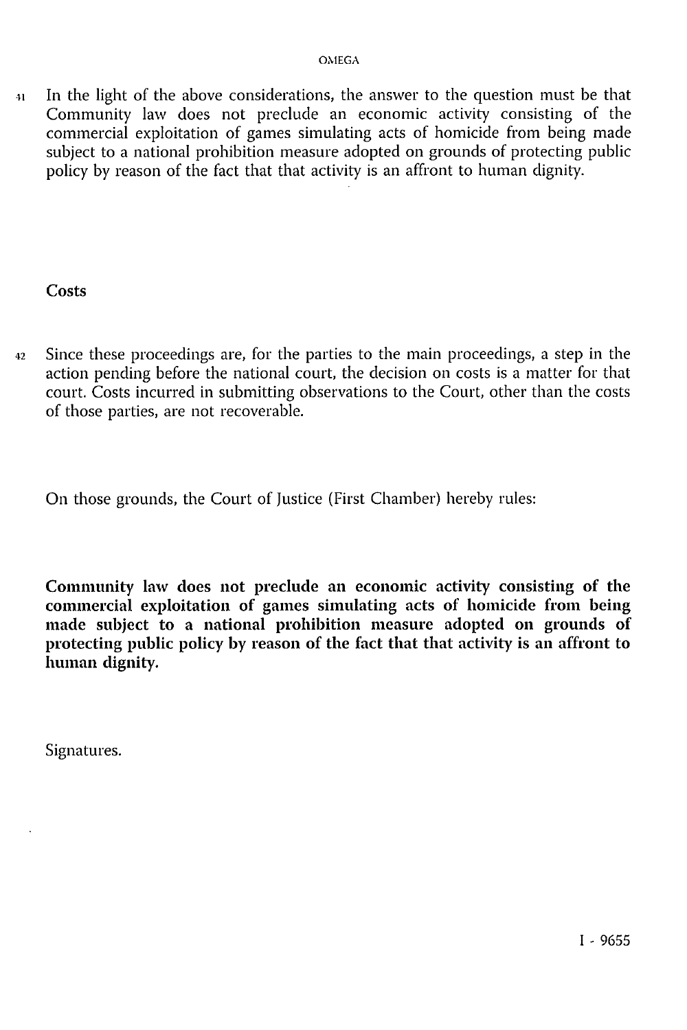41 In the light of the above considerations, the answer to the question must be that Community law does not preclude an economic activity consisting of the commercial exploitation of games simulating acts of homicide from being made subject to a national prohibition measure adopted on grounds of protecting public policy by reason of the fact that that activity is an affront to human dignity.

## Costs

42 Since these proceedings are, for the parties to the main proceedings, a step in the action pending before the national court, the decision on costs is a matter for that court. Costs incurred in submitting observations to the Court, other than the costs of those parties, are not recoverable.

On those grounds, the Court of Justice (First Chamber) hereby rules:

**Community law does not preclude an economic activity consisting of the commercial exploitation of games simulating acts of homicide from being made subject to a national prohibition measure adopted on grounds of protecting public policy by reason of the fact that that activity is an affront to human dignity.**

Signatures.